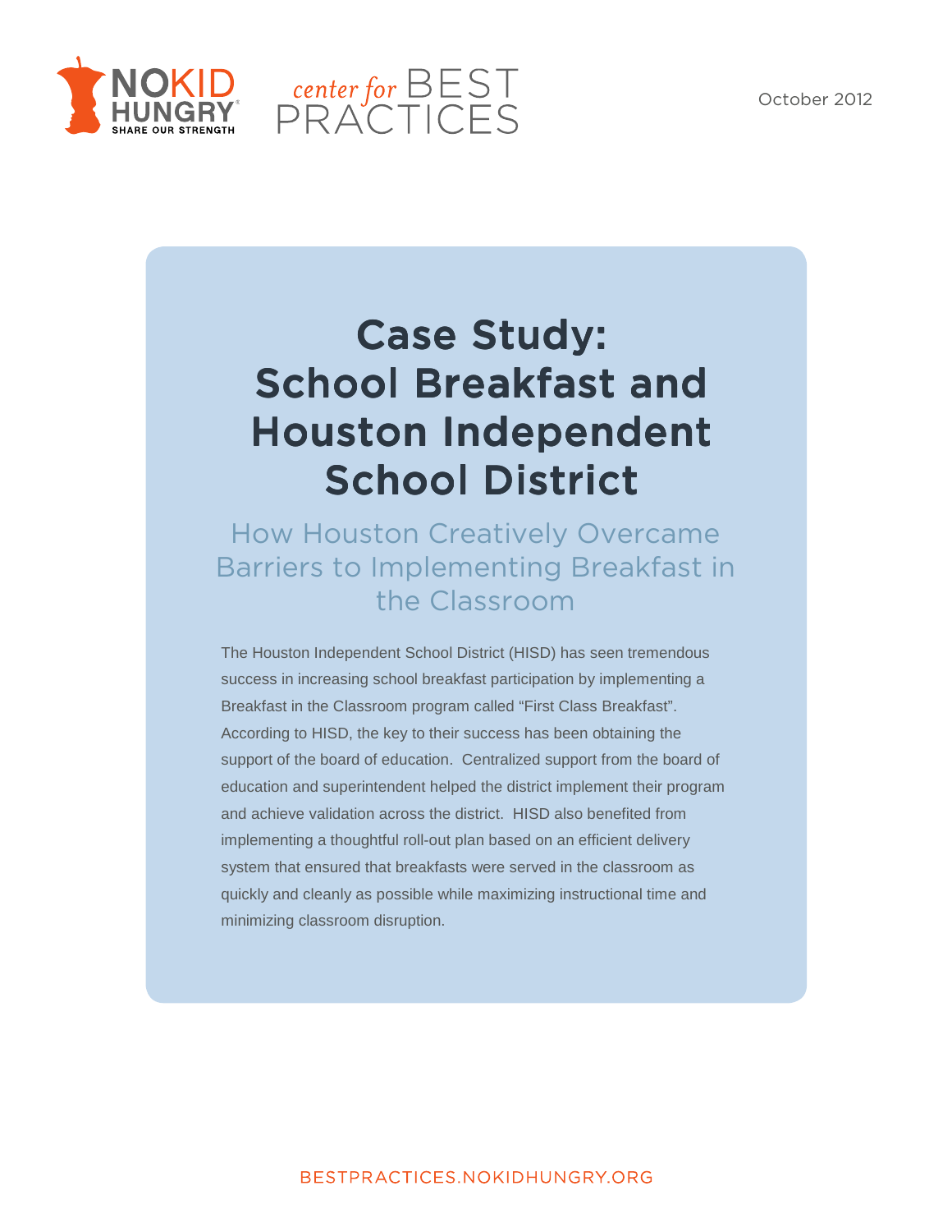NO KID HUNGRY
SHARE OUR STRENGTH

center for BEST PRACTICES

October 2012

# Case Study: School Breakfast and Houston Independent School District

## How Houston Creatively Overcame Barriers to Implementing Breakfast in the Classroom

The Houston Independent School District (HISD) has seen tremendous success in increasing school breakfast participation by implementing a Breakfast in the Classroom program called "First Class Breakfast". According to HISD, the key to their success has been obtaining the support of the board of education. Centralized support from the board of education and superintendent helped the district implement their program and achieve validation across the district. HISD also benefited from implementing a thoughtful roll-out plan based on an efficient delivery system that ensured that breakfasts were served in the classroom as quickly and cleanly as possible while maximizing instructional time and minimizing classroom disruption.

BESTPRACTICES.NOKIDHUNGRY.ORG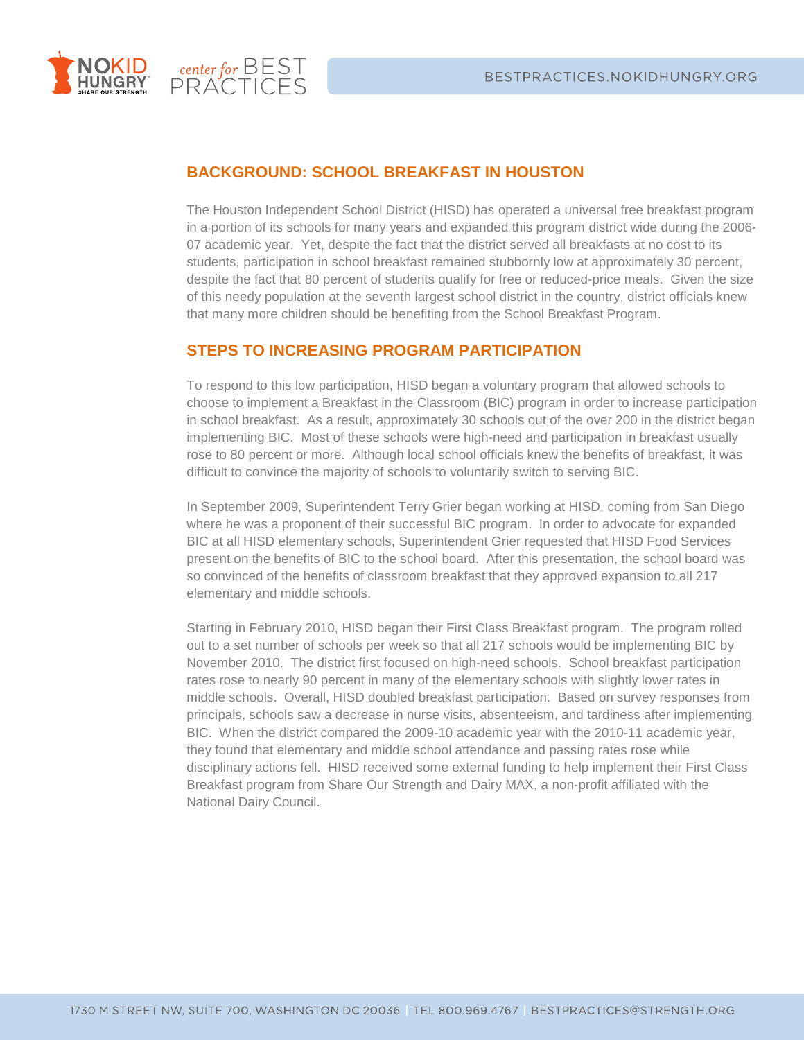## BACKGROUND: SCHOOL BREAKFAST IN HOUSTON

The Houston Independent School District (HISD) has operated a universal free breakfast program in a portion of its schools for many years and expanded this program district wide during the 2006-07 academic year. Yet, despite the fact that the district served all breakfasts at no cost to its students, participation in school breakfast remained stubbornly low at approximately 30 percent, despite the fact that 80 percent of students qualify for free or reduced-price meals. Given the size of this needy population at the seventh largest school district in the country, district officials knew that many more children should be benefiting from the School Breakfast Program.

## STEPS TO INCREASING PROGRAM PARTICIPATION

To respond to this low participation, HISD began a voluntary program that allowed schools to choose to implement a Breakfast in the Classroom (BIC) program in order to increase participation in school breakfast. As a result, approximately 30 schools out of the over 200 in the district began implementing BIC. Most of these schools were high-need and participation in breakfast usually rose to 80 percent or more. Although local school officials knew the benefits of breakfast, it was difficult to convince the majority of schools to voluntarily switch to serving BIC.

In September 2009, Superintendent Terry Grier began working at HISD, coming from San Diego where he was a proponent of their successful BIC program. In order to advocate for expanded BIC at all HISD elementary schools, Superintendent Grier requested that HISD Food Services present on the benefits of BIC to the school board. After this presentation, the school board was so convinced of the benefits of classroom breakfast that they approved expansion to all 217 elementary and middle schools.

Starting in February 2010, HISD began their First Class Breakfast program. The program rolled out to a set number of schools per week so that all 217 schools would be implementing BIC by November 2010. The district first focused on high-need schools. School breakfast participation rates rose to nearly 90 percent in many of the elementary schools with slightly lower rates in middle schools. Overall, HISD doubled breakfast participation. Based on survey responses from principals, schools saw a decrease in nurse visits, absenteeism, and tardiness after implementing BIC. When the district compared the 2009-10 academic year with the 2010-11 academic year, they found that elementary and middle school attendance and passing rates rose while disciplinary actions fell. HISD received some external funding to help implement their First Class Breakfast program from Share Our Strength and Dairy MAX, a non-profit affiliated with the National Dairy Council.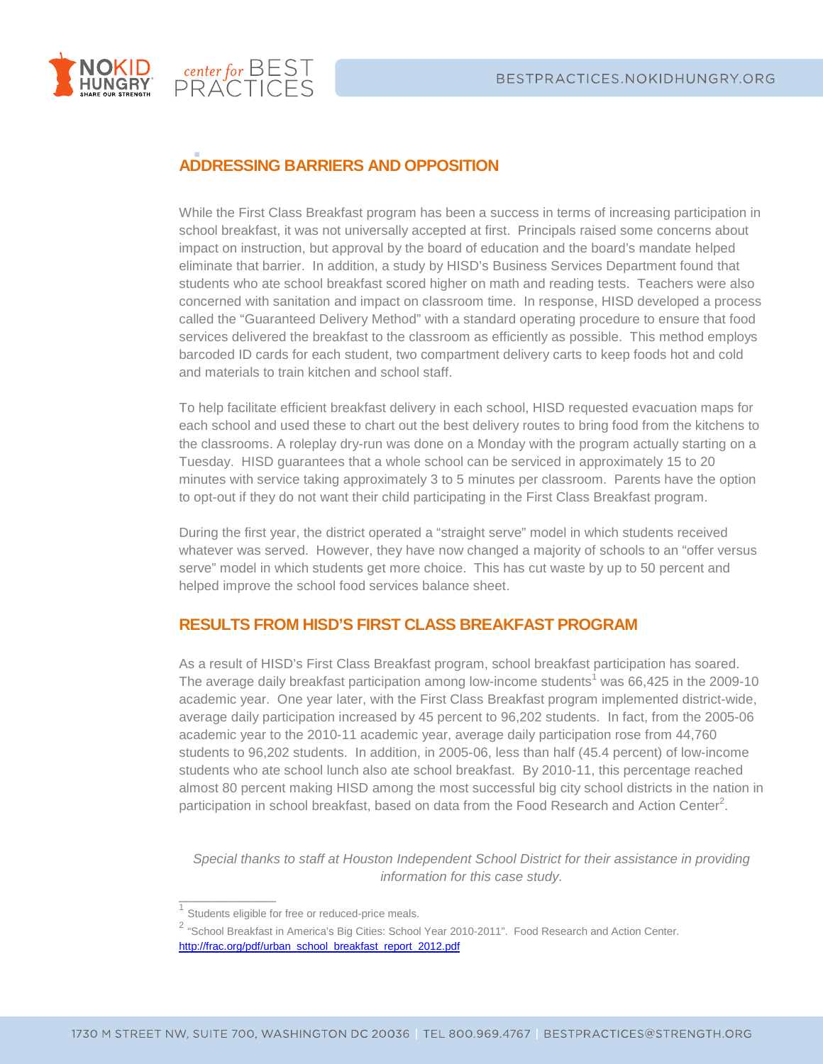## ADDRESSING BARRIERS AND OPPOSITION

While the First Class Breakfast program has been a success in terms of increasing participation in school breakfast, it was not universally accepted at first. Principals raised some concerns about impact on instruction, but approval by the board of education and the board's mandate helped eliminate that barrier. In addition, a study by HISD's Business Services Department found that students who ate school breakfast scored higher on math and reading tests. Teachers were also concerned with sanitation and impact on classroom time. In response, HISD developed a process called the "Guaranteed Delivery Method" with a standard operating procedure to ensure that food services delivered the breakfast to the classroom as efficiently as possible. This method employs barcoded ID cards for each student, two compartment delivery carts to keep foods hot and cold and materials to train kitchen and school staff.

To help facilitate efficient breakfast delivery in each school, HISD requested evacuation maps for each school and used these to chart out the best delivery routes to bring food from the kitchens to the classrooms. A roleplay dry-run was done on a Monday with the program actually starting on a Tuesday. HISD guarantees that a whole school can be serviced in approximately 15 to 20 minutes with service taking approximately 3 to 5 minutes per classroom. Parents have the option to opt-out if they do not want their child participating in the First Class Breakfast program.

During the first year, the district operated a "straight serve" model in which students received whatever was served. However, they have now changed a majority of schools to an "offer versus serve" model in which students get more choice. This has cut waste by up to 50 percent and helped improve the school food services balance sheet.

## RESULTS FROM HISD'S FIRST CLASS BREAKFAST PROGRAM

As a result of HISD's First Class Breakfast program, school breakfast participation has soared. The average daily breakfast participation among low-income students[1] was 66,425 in the 2009-10 academic year. One year later, with the First Class Breakfast program implemented district-wide, average daily participation increased by 45 percent to 96,202 students. In fact, from the 2005-06 academic year to the 2010-11 academic year, average daily participation rose from 44,760 students to 96,202 students. In addition, in 2005-06, less than half (45.4 percent) of low-income students who ate school lunch also ate school breakfast. By 2010-11, this percentage reached almost 80 percent making HISD among the most successful big city school districts in the nation in participation in school breakfast, based on data from the Food Research and Action Center[2].

*Special thanks to staff at Houston Independent School District for their assistance in providing information for this case study.*

---

[1] Students eligible for free or reduced-price meals.

[2] "School Breakfast in America's Big Cities: School Year 2010-2011". Food Research and Action Center. http://frac.org/pdf/urban_school_breakfast_report_2012.pdf